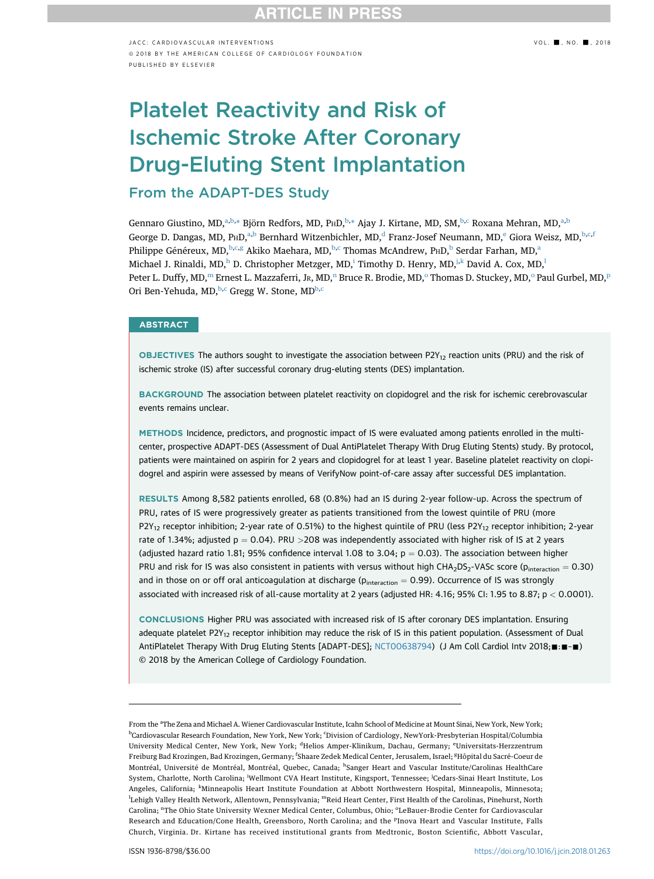# Platelet Reactivity and Risk of Ischemic Stroke After Coronary Drug-Eluting Stent Implantation

## From the ADAPT-DES Study

Gennaro Giustino, MD,[a,b,*] Björn Redfors, MD, PhD,[b,*] Ajay J. Kirtane, MD, SM,[b,c] Roxana Mehran, MD,[a,b] George D. Dangas, MD, PhD,[a,b] Bernhard Witzenbichler, MD,[d] Franz-Josef Neumann, MD,[e] Giora Weisz, MD,[b,c,f] Philippe Généreux, MD,[b,c,g] Akiko Maehara, MD,[b,c] Thomas McAndrew, PhD,[b] Serdar Farhan, MD,[a] Michael J. Rinaldi, MD,[h] D. Christopher Metzger, MD,[i] Timothy D. Henry, MD,[j,k] David A. Cox, MD,[l] Peter L. Duffy, MD,[m] Ernest L. Mazzaferri, Jr, MD,[n] Bruce R. Brodie, MD,[o] Thomas D. Stuckey, MD,[o] Paul Gurbel, MD,[p] Ori Ben-Yehuda, MD,[b,c] Gregg W. Stone, MD[b,c]

## ABSTRACT

**OBJECTIVES** The authors sought to investigate the association between $P2Y_{12}$ reaction units (PRU) and the risk of ischemic stroke (IS) after successful coronary drug-eluting stents (DES) implantation.

**BACKGROUND** The association between platelet reactivity on clopidogrel and the risk for ischemic cerebrovascular events remains unclear.

**METHODS** Incidence, predictors, and prognostic impact of IS were evaluated among patients enrolled in the multicenter, prospective ADAPT-DES (Assessment of Dual AntiPlatelet Therapy With Drug Eluting Stents) study. By protocol, patients were maintained on aspirin for 2 years and clopidogrel for at least 1 year. Baseline platelet reactivity on clopidogrel and aspirin were assessed by means of VerifyNow point-of-care assay after successful DES implantation.

**RESULTS** Among 8,582 patients enrolled, 68 (0.8%) had an IS during 2-year follow-up. Across the spectrum of PRU, rates of IS were progressively greater as patients transitioned from the lowest quintile of PRU (more $P2Y_{12}$ receptor inhibition; 2-year rate of 0.51%) to the highest quintile of PRU (less $P2Y_{12}$ receptor inhibition; 2-year rate of 1.34%; adjusted $p = 0.04$). PRU >208 was independently associated with higher risk of IS at 2 years (adjusted hazard ratio 1.81; 95% confidence interval 1.08 to 3.04; $p = 0.03$). The association between higher PRU and risk for IS was also consistent in patients with versus without high $CHA_2DS_2$-VASc score ($p_{interaction} = 0.30$) and in those on or off oral anticoagulation at discharge ($p_{interaction} = 0.99$). Occurrence of IS was strongly associated with increased risk of all-cause mortality at 2 years (adjusted HR: 4.16; 95% CI: 1.95 to 8.87; $p < 0.0001$).

**CONCLUSIONS** Higher PRU was associated with increased risk of IS after coronary DES implantation. Ensuring adequate platelet $P2Y_{12}$ receptor inhibition may reduce the risk of IS in this patient population. (Assessment of Dual AntiPlatelet Therapy With Drug Eluting Stents [ADAPT-DES]; NCT00638794) (J Am Coll Cardiol Intv 2018;■:■–■) © 2018 by the American College of Cardiology Foundation.

---

From the [a]The Zena and Michael A. Wiener Cardiovascular Institute, Icahn School of Medicine at Mount Sinai, New York, New York; [b]Cardiovascular Research Foundation, New York, New York; [c]Division of Cardiology, NewYork-Presbyterian Hospital/Columbia University Medical Center, New York, New York; [d]Helios Amper-Klinikum, Dachau, Germany; [e]Universitats-Herzzentrum Freiburg Bad Krozingen, Bad Krozingen, Germany; [f]Shaare Zedek Medical Center, Jerusalem, Israel; [g]Hôpital du Sacré-Coeur de Montréal, Université de Montréal, Montréal, Quebec, Canada; [h]Sanger Heart and Vascular Institute/Carolinas HealthCare System, Charlotte, North Carolina; [i]Wellmont CVA Heart Institute, Kingsport, Tennessee; [j]Cedars-Sinai Heart Institute, Los Angeles, California; [k]Minneapolis Heart Institute Foundation at Abbott Northwestern Hospital, Minneapolis, Minnesota; [l]Lehigh Valley Health Network, Allentown, Pennsylvania; [m]Reid Heart Center, First Health of the Carolinas, Pinehurst, North Carolina; [n]The Ohio State University Wexner Medical Center, Columbus, Ohio; [o]LeBauer-Brodie Center for Cardiovascular Research and Education/Cone Health, Greensboro, North Carolina; and the [p]Inova Heart and Vascular Institute, Falls Church, Virginia. Dr. Kirtane has received institutional grants from Medtronic, Boston Scientific, Abbott Vascular,

ISSN 1936-8798/$36.00

https://doi.org/10.1016/j.jcin.2018.01.263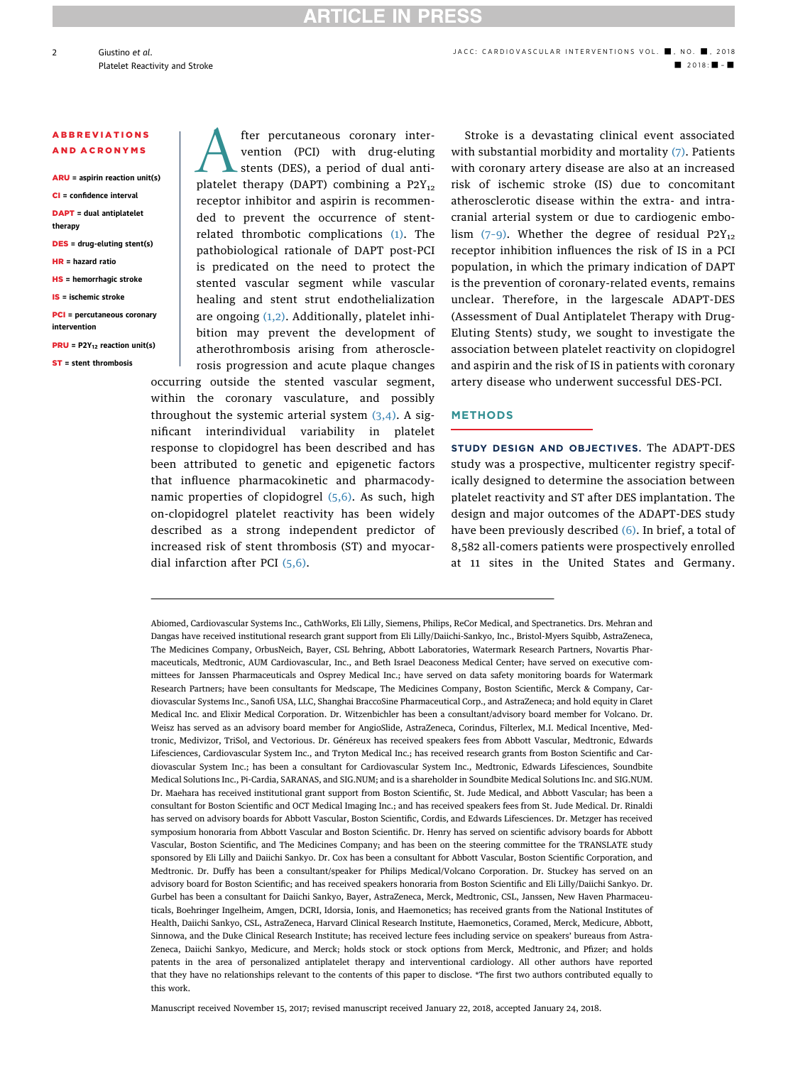**ABBREVIATIONS AND ACRONYMS**

**ARU** = aspirin reaction unit(s)

**CI** = confidence interval

**DAPT** = dual antiplatelet therapy

**DES** = drug-eluting stent(s)

**HR** = hazard ratio

**HS** = hemorrhagic stroke

**IS** = ischemic stroke

**PCI** = percutaneous coronary intervention

**PRU** = $P2Y_{12}$ reaction unit(s)

**ST** = stent thrombosis

After percutaneous coronary intervention (PCI) with drug-eluting stents (DES), a period of dual antiplatelet therapy (DAPT) combining a $P2Y_{12}$ receptor inhibitor and aspirin is recommended to prevent the occurrence of stent-related thrombotic complications (1). The pathobiological rationale of DAPT post-PCI is predicated on the need to protect the stented vascular segment while vascular healing and stent strut endothelialization are ongoing (1,2). Additionally, platelet inhibition may prevent the development of atherothrombosis arising from atherosclerosis progression and acute plaque changes occurring outside the stented vascular segment, within the coronary vasculature, and possibly throughout the systemic arterial system (3,4). A significant interindividual variability in platelet response to clopidogrel has been described and has been attributed to genetic and epigenetic factors that influence pharmacokinetic and pharmacodynamic properties of clopidogrel (5,6). As such, high on-clopidogrel platelet reactivity has been widely described as a strong independent predictor of increased risk of stent thrombosis (ST) and myocardial infarction after PCI (5,6).

Stroke is a devastating clinical event associated with substantial morbidity and mortality (7). Patients with coronary artery disease are also at an increased risk of ischemic stroke (IS) due to concomitant atherosclerotic disease within the extra- and intracranial arterial system or due to cardiogenic embolism (7–9). Whether the degree of residual $P2Y_{12}$ receptor inhibition influences the risk of IS in a PCI population, in which the primary indication of DAPT is the prevention of coronary-related events, remains unclear. Therefore, in the largescale ADAPT-DES (Assessment of Dual Antiplatelet Therapy with Drug-Eluting Stents) study, we sought to investigate the association between platelet reactivity on clopidogrel and aspirin and the risk of IS in patients with coronary artery disease who underwent successful DES-PCI.

## METHODS

**STUDY DESIGN AND OBJECTIVES.** The ADAPT-DES study was a prospective, multicenter registry specifically designed to determine the association between platelet reactivity and ST after DES implantation. The design and major outcomes of the ADAPT-DES study have been previously described (6). In brief, a total of 8,582 all-comers patients were prospectively enrolled at 11 sites in the United States and Germany.

---

Abiomed, Cardiovascular Systems Inc., CathWorks, Eli Lilly, Siemens, Philips, ReCor Medical, and Spectranetics. Drs. Mehran and Dangas have received institutional research grant support from Eli Lilly/Daiichi-Sankyo, Inc., Bristol-Myers Squibb, AstraZeneca, The Medicines Company, OrbusNeich, Bayer, CSL Behring, Abbott Laboratories, Watermark Research Partners, Novartis Pharmaceuticals, Medtronic, AUM Cardiovascular, Inc., and Beth Israel Deaconess Medical Center; have served on executive committees for Janssen Pharmaceuticals and Osprey Medical Inc.; have served on data safety monitoring boards for Watermark Research Partners; have been consultants for Medscape, The Medicines Company, Boston Scientific, Merck & Company, Cardiovascular Systems Inc., Sanofi USA, LLC, Shanghai BraccoSine Pharmaceutical Corp., and AstraZeneca; and hold equity in Claret Medical Inc. and Elixir Medical Corporation. Dr. Witzenbichler has been a consultant/advisory board member for Volcano. Dr. Weisz has served as an advisory board member for AngioSlide, AstraZeneca, Corindus, Filterlex, M.I. Medical Incentive, Medtronic, Medivizor, TriSol, and Vectorious. Dr. Généreux has received speakers fees from Abbott Vascular, Medtronic, Edwards Lifesciences, Cardiovascular System Inc., and Tryton Medical Inc.; has received research grants from Boston Scientific and Cardiovascular System Inc.; has been a consultant for Cardiovascular System Inc., Medtronic, Edwards Lifesciences, Soundbite Medical Solutions Inc., Pi-Cardia, SARANAS, and SIG.NUM; and is a shareholder in Soundbite Medical Solutions Inc. and SIG.NUM. Dr. Maehara has received institutional grant support from Boston Scientific, St. Jude Medical, and Abbott Vascular; has been a consultant for Boston Scientific and OCT Medical Imaging Inc.; and has received speakers fees from St. Jude Medical. Dr. Rinaldi has served on advisory boards for Abbott Vascular, Boston Scientific, Cordis, and Edwards Lifesciences. Dr. Metzger has received symposium honoraria from Abbott Vascular and Boston Scientific. Dr. Henry has served on scientific advisory boards for Abbott Vascular, Boston Scientific, and The Medicines Company; and has been on the steering committee for the TRANSLATE study sponsored by Eli Lilly and Daiichi Sankyo. Dr. Cox has been a consultant for Abbott Vascular, Boston Scientific Corporation, and Medtronic. Dr. Duffy has been a consultant/speaker for Philips Medical/Volcano Corporation. Dr. Stuckey has served on an advisory board for Boston Scientific; and has received speakers honoraria from Boston Scientific and Eli Lilly/Daiichi Sankyo. Dr. Gurbel has been a consultant for Daiichi Sankyo, Bayer, AstraZeneca, Merck, Medtronic, CSL, Janssen, New Haven Pharmaceuticals, Boehringer Ingelheim, Amgen, DCRI, Idorsia, Ionis, and Haemonetics; has received grants from the National Institutes of Health, Daiichi Sankyo, CSL, AstraZeneca, Harvard Clinical Research Institute, Haemonetics, Coramed, Merck, Medicure, Abbott, Sinnowa, and the Duke Clinical Research Institute; has received lecture fees including service on speakers' bureaus from AstraZeneca, Daiichi Sankyo, Medicure, and Merck; holds stock or stock options from Merck, Medtronic, and Pfizer; and holds patents in the area of personalized antiplatelet therapy and interventional cardiology. All other authors have reported that they have no relationships relevant to the contents of this paper to disclose. *The first two authors contributed equally to this work.

Manuscript received November 15, 2017; revised manuscript received January 22, 2018, accepted January 24, 2018.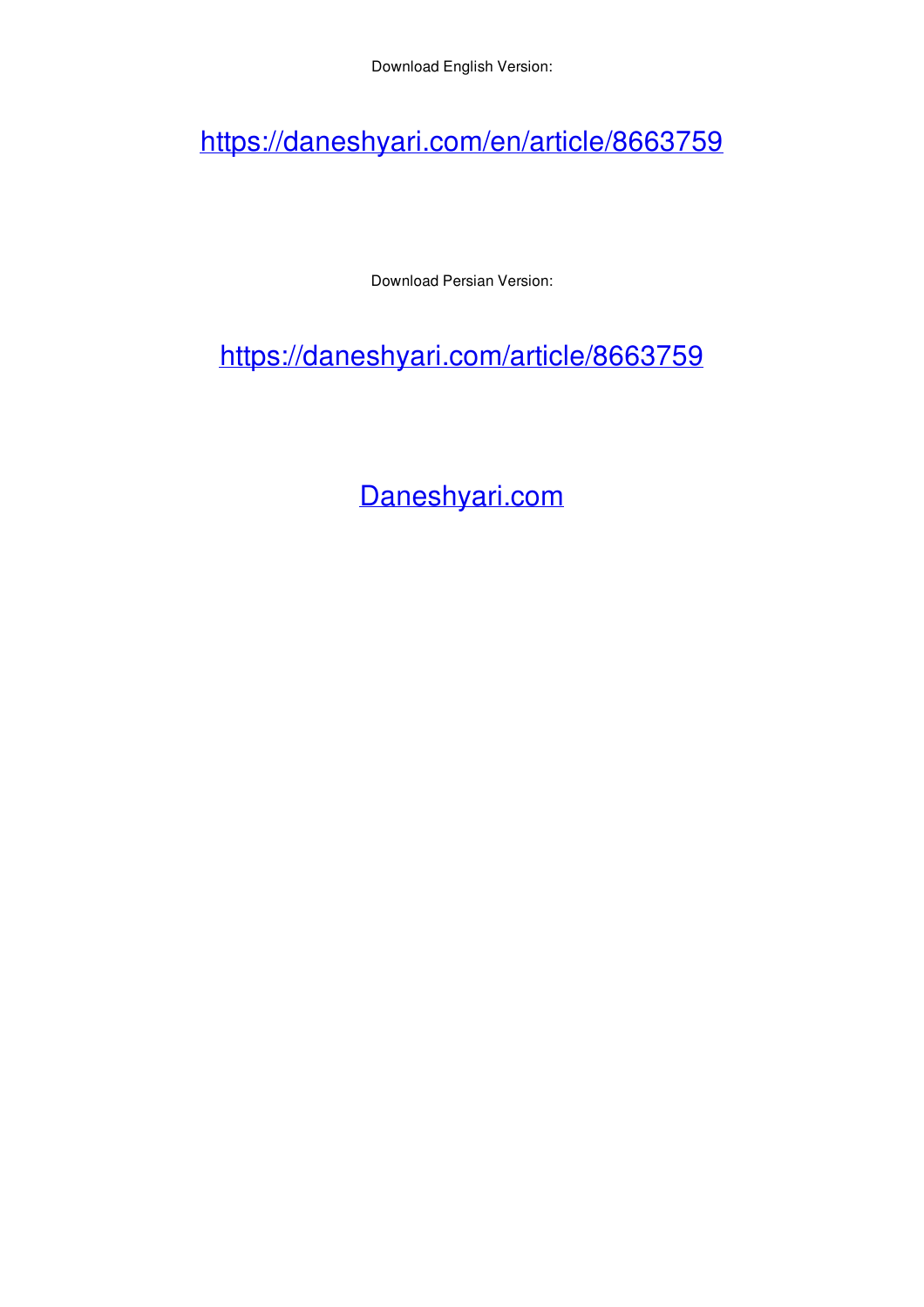Download English Version:

[https://daneshyari.com/en/article/8663759](https://daneshyari.com/en/article/8663759)

Download Persian Version:

[https://daneshyari.com/article/8663759](https://daneshyari.com/article/8663759)

[Daneshyari.com](https://daneshyari.com)